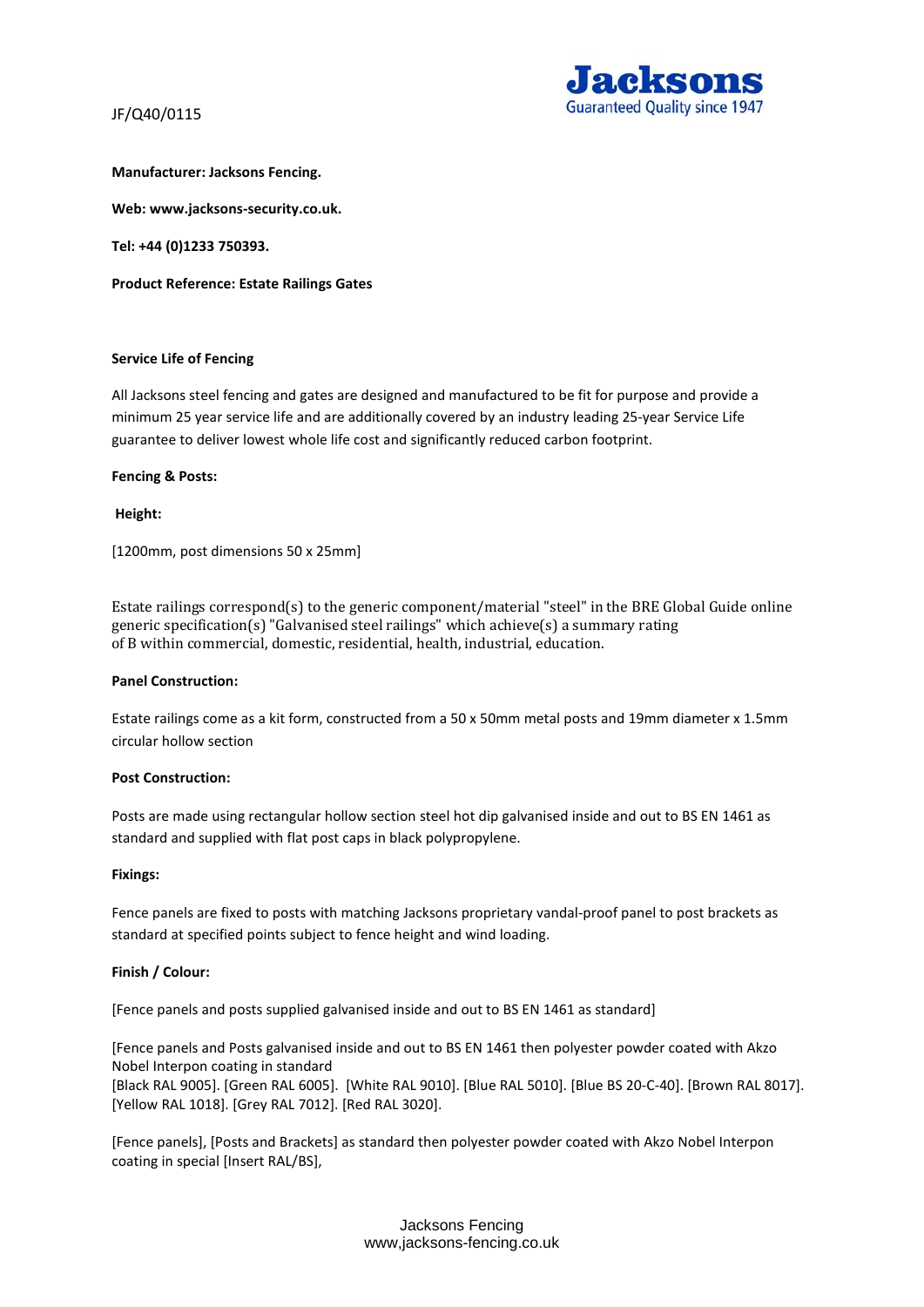JF/Q40/0115

**Jacksons**
Guaranteed Quality since 1947

**Manufacturer: Jacksons Fencing.**

**Web: www.jacksons-security.co.uk.**

**Tel: +44 (0)1233 750393.**

**Product Reference: Estate Railings Gates**

**Service Life of Fencing**

All Jacksons steel fencing and gates are designed and manufactured to be fit for purpose and provide a minimum 25 year service life and are additionally covered by an industry leading 25-year Service Life guarantee to deliver lowest whole life cost and significantly reduced carbon footprint.

**Fencing & Posts:**

**Height:**

[1200mm, post dimensions 50 x 25mm]

Estate railings correspond(s) to the generic component/material "steel" in the BRE Global Guide online generic specification(s) "Galvanised steel railings" which achieve(s) a summary rating of B within commercial, domestic, residential, health, industrial, education.

**Panel Construction:**

Estate railings come as a kit form, constructed from a 50 x 50mm metal posts and 19mm diameter x 1.5mm circular hollow section

**Post Construction:**

Posts are made using rectangular hollow section steel hot dip galvanised inside and out to BS EN 1461 as standard and supplied with flat post caps in black polypropylene.

**Fixings:**

Fence panels are fixed to posts with matching Jacksons proprietary vandal-proof panel to post brackets as standard at specified points subject to fence height and wind loading.

**Finish / Colour:**

[Fence panels and posts supplied galvanised inside and out to BS EN 1461 as standard]

[Fence panels and Posts galvanised inside and out to BS EN 1461 then polyester powder coated with Akzo Nobel Interpon coating in standard
[Black RAL 9005]. [Green RAL 6005]. [White RAL 9010]. [Blue RAL 5010]. [Blue BS 20-C-40]. [Brown RAL 8017]. [Yellow RAL 1018]. [Grey RAL 7012]. [Red RAL 3020].

[Fence panels], [Posts and Brackets] as standard then polyester powder coated with Akzo Nobel Interpon coating in special [Insert RAL/BS],

Jacksons Fencing
www,jacksons-fencing.co.uk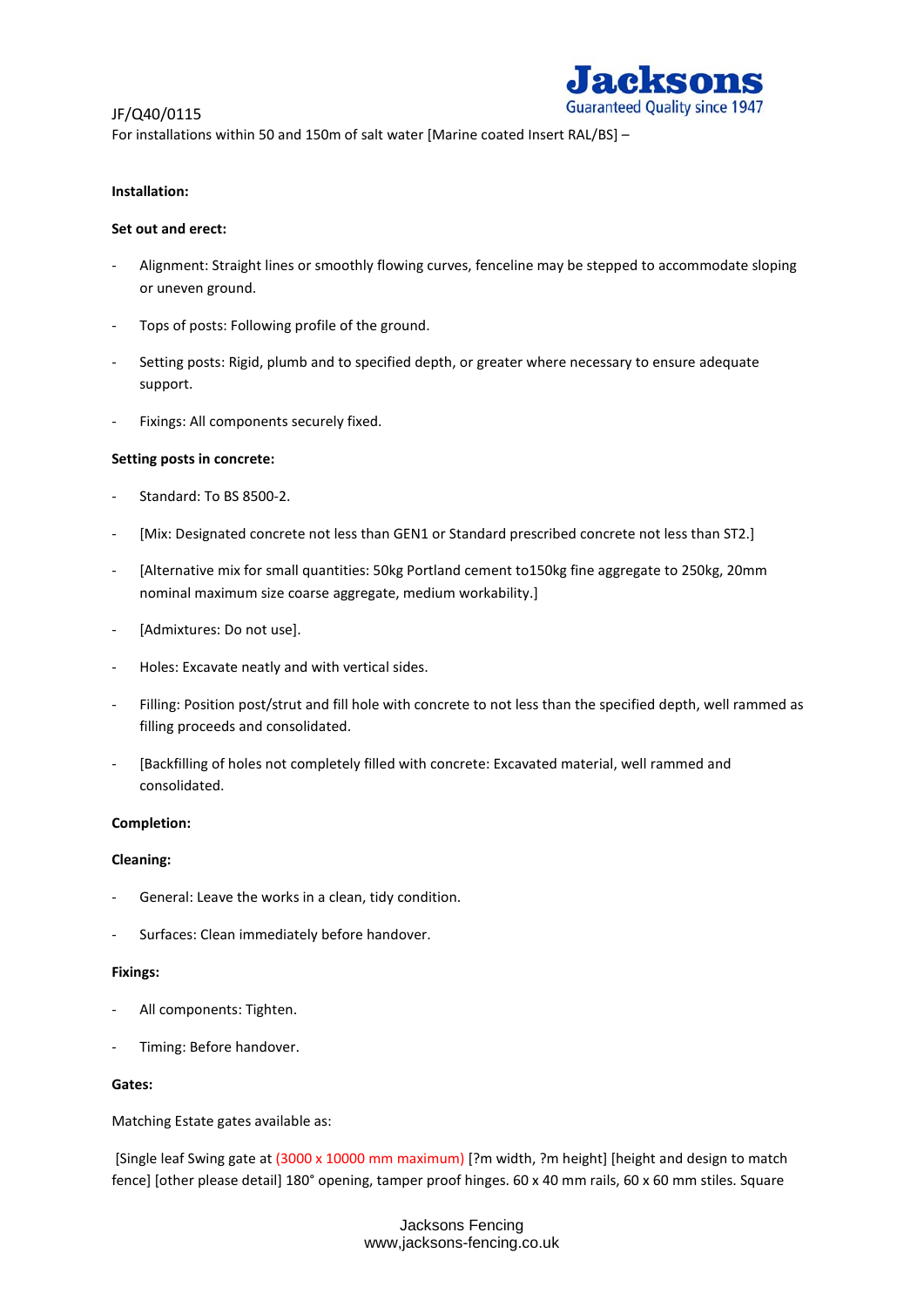JF/Q40/0115

For installations within 50 and 150m of salt water [Marine coated Insert RAL/BS] –

**Installation:**

**Set out and erect:**

- Alignment: Straight lines or smoothly flowing curves, fenceline may be stepped to accommodate sloping or uneven ground.
- Tops of posts: Following profile of the ground.
- Setting posts: Rigid, plumb and to specified depth, or greater where necessary to ensure adequate support.
- Fixings: All components securely fixed.

**Setting posts in concrete:**

- Standard: To BS 8500-2.
- [Mix: Designated concrete not less than GEN1 or Standard prescribed concrete not less than ST2.]
- [Alternative mix for small quantities: 50kg Portland cement to150kg fine aggregate to 250kg, 20mm nominal maximum size coarse aggregate, medium workability.]
- [Admixtures: Do not use].
- Holes: Excavate neatly and with vertical sides.
- Filling: Position post/strut and fill hole with concrete to not less than the specified depth, well rammed as filling proceeds and consolidated.
- [Backfilling of holes not completely filled with concrete: Excavated material, well rammed and consolidated.

**Completion:**

**Cleaning:**

- General: Leave the works in a clean, tidy condition.
- Surfaces: Clean immediately before handover.

**Fixings:**

- All components: Tighten.
- Timing: Before handover.

**Gates:**

Matching Estate gates available as:

[Single leaf Swing gate at (3000 x 10000 mm maximum) [?m width, ?m height] [height and design to match fence] [other please detail] 180° opening, tamper proof hinges. 60 x 40 mm rails, 60 x 60 mm stiles. Square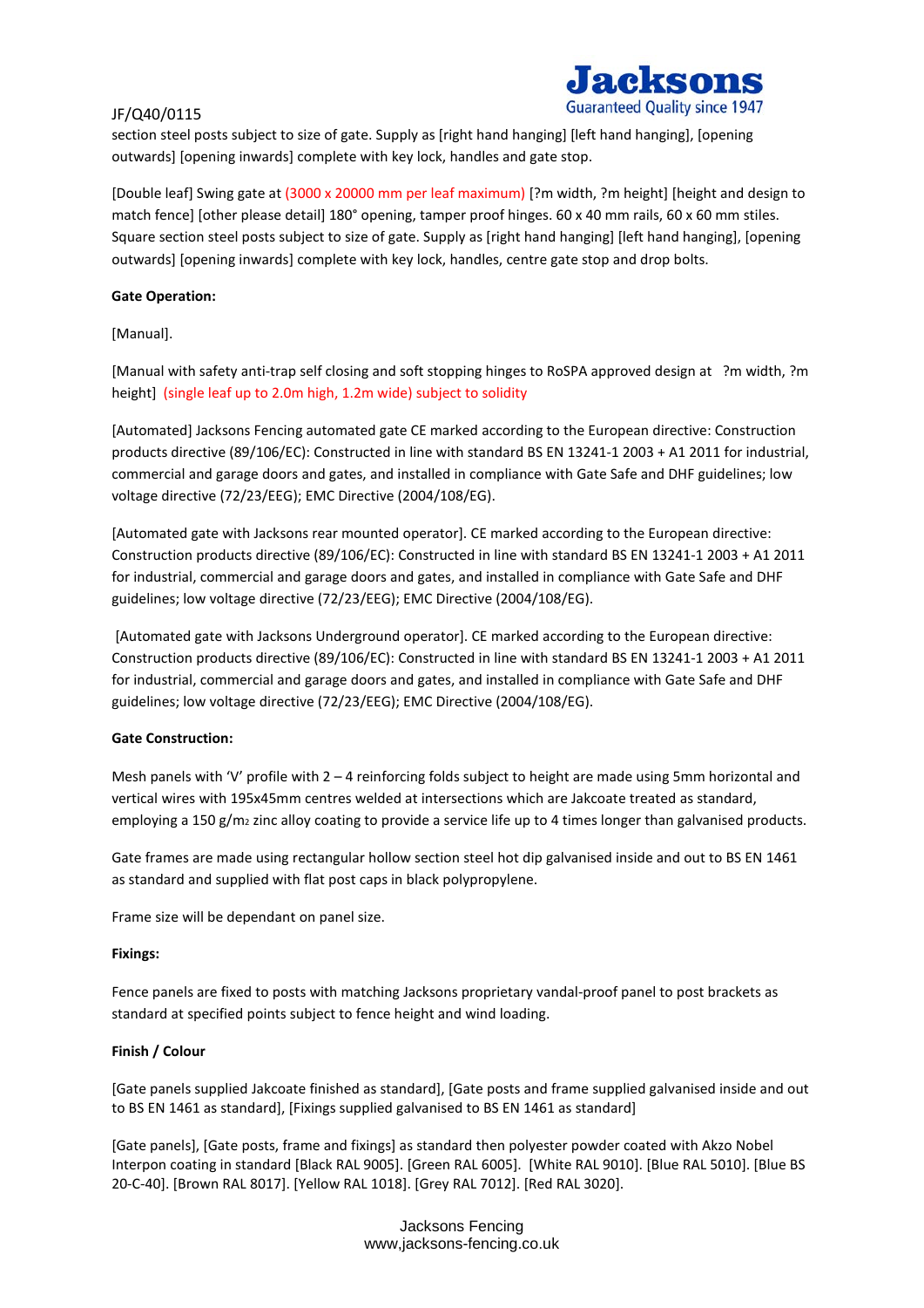section steel posts subject to size of gate. Supply as [right hand hanging] [left hand hanging], [opening outwards] [opening inwards] complete with key lock, handles and gate stop.

[Double leaf] Swing gate at (3000 x 20000 mm per leaf maximum) [?m width, ?m height] [height and design to match fence] [other please detail] 180° opening, tamper proof hinges. 60 x 40 mm rails, 60 x 60 mm stiles. Square section steel posts subject to size of gate. Supply as [right hand hanging] [left hand hanging], [opening outwards] [opening inwards] complete with key lock, handles, centre gate stop and drop bolts.

**Gate Operation:**

[Manual].

[Manual with safety anti-trap self closing and soft stopping hinges to RoSPA approved design at ?m width, ?m height] (single leaf up to 2.0m high, 1.2m wide) subject to solidity

[Automated] Jacksons Fencing automated gate CE marked according to the European directive: Construction products directive (89/106/EC): Constructed in line with standard BS EN 13241-1 2003 + A1 2011 for industrial, commercial and garage doors and gates, and installed in compliance with Gate Safe and DHF guidelines; low voltage directive (72/23/EEG); EMC Directive (2004/108/EG).

[Automated gate with Jacksons rear mounted operator]. CE marked according to the European directive: Construction products directive (89/106/EC): Constructed in line with standard BS EN 13241-1 2003 + A1 2011 for industrial, commercial and garage doors and gates, and installed in compliance with Gate Safe and DHF guidelines; low voltage directive (72/23/EEG); EMC Directive (2004/108/EG).

[Automated gate with Jacksons Underground operator]. CE marked according to the European directive: Construction products directive (89/106/EC): Constructed in line with standard BS EN 13241-1 2003 + A1 2011 for industrial, commercial and garage doors and gates, and installed in compliance with Gate Safe and DHF guidelines; low voltage directive (72/23/EEG); EMC Directive (2004/108/EG).

**Gate Construction:**

Mesh panels with 'V' profile with 2 – 4 reinforcing folds subject to height are made using 5mm horizontal and vertical wires with 195x45mm centres welded at intersections which are Jakcoate treated as standard, employing a 150 $g/m_2$ zinc alloy coating to provide a service life up to 4 times longer than galvanised products.

Gate frames are made using rectangular hollow section steel hot dip galvanised inside and out to BS EN 1461 as standard and supplied with flat post caps in black polypropylene.

Frame size will be dependant on panel size.

**Fixings:**

Fence panels are fixed to posts with matching Jacksons proprietary vandal-proof panel to post brackets as standard at specified points subject to fence height and wind loading.

**Finish / Colour**

[Gate panels supplied Jakcoate finished as standard], [Gate posts and frame supplied galvanised inside and out to BS EN 1461 as standard], [Fixings supplied galvanised to BS EN 1461 as standard]

[Gate panels], [Gate posts, frame and fixings] as standard then polyester powder coated with Akzo Nobel Interpon coating in standard [Black RAL 9005]. [Green RAL 6005]. [White RAL 9010]. [Blue RAL 5010]. [Blue BS 20-C-40]. [Brown RAL 8017]. [Yellow RAL 1018]. [Grey RAL 7012]. [Red RAL 3020].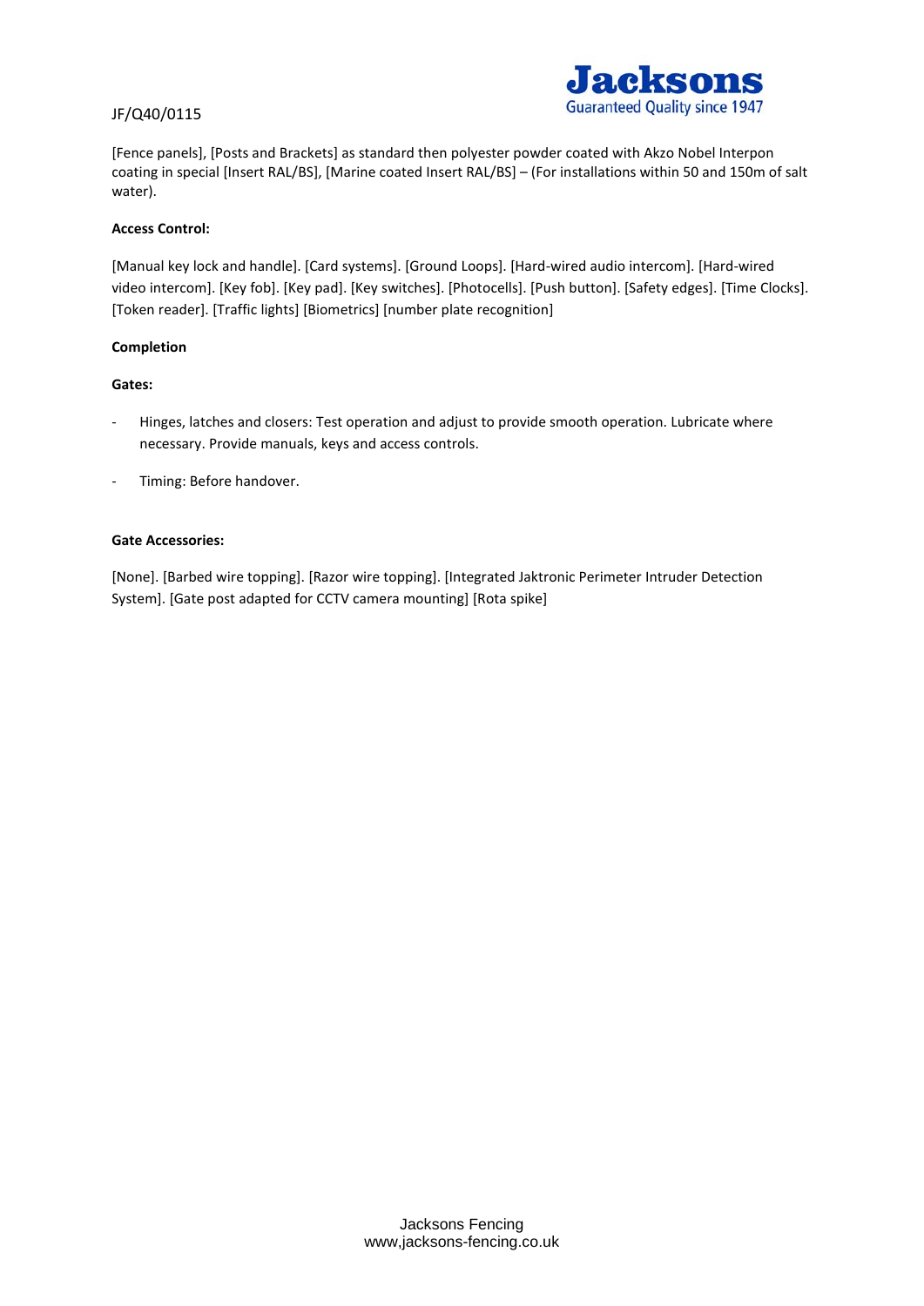[Fence panels], [Posts and Brackets] as standard then polyester powder coated with Akzo Nobel Interpon coating in special [Insert RAL/BS], [Marine coated Insert RAL/BS] – (For installations within 50 and 150m of salt water).

**Access Control:**

[Manual key lock and handle]. [Card systems]. [Ground Loops]. [Hard-wired audio intercom]. [Hard-wired video intercom]. [Key fob]. [Key pad]. [Key switches]. [Photocells]. [Push button]. [Safety edges]. [Time Clocks]. [Token reader]. [Traffic lights] [Biometrics] [number plate recognition]

**Completion**

**Gates:**

- Hinges, latches and closers: Test operation and adjust to provide smooth operation. Lubricate where necessary. Provide manuals, keys and access controls.
- Timing: Before handover.

**Gate Accessories:**

[None]. [Barbed wire topping]. [Razor wire topping]. [Integrated Jaktronic Perimeter Intruder Detection System]. [Gate post adapted for CCTV camera mounting] [Rota spike]